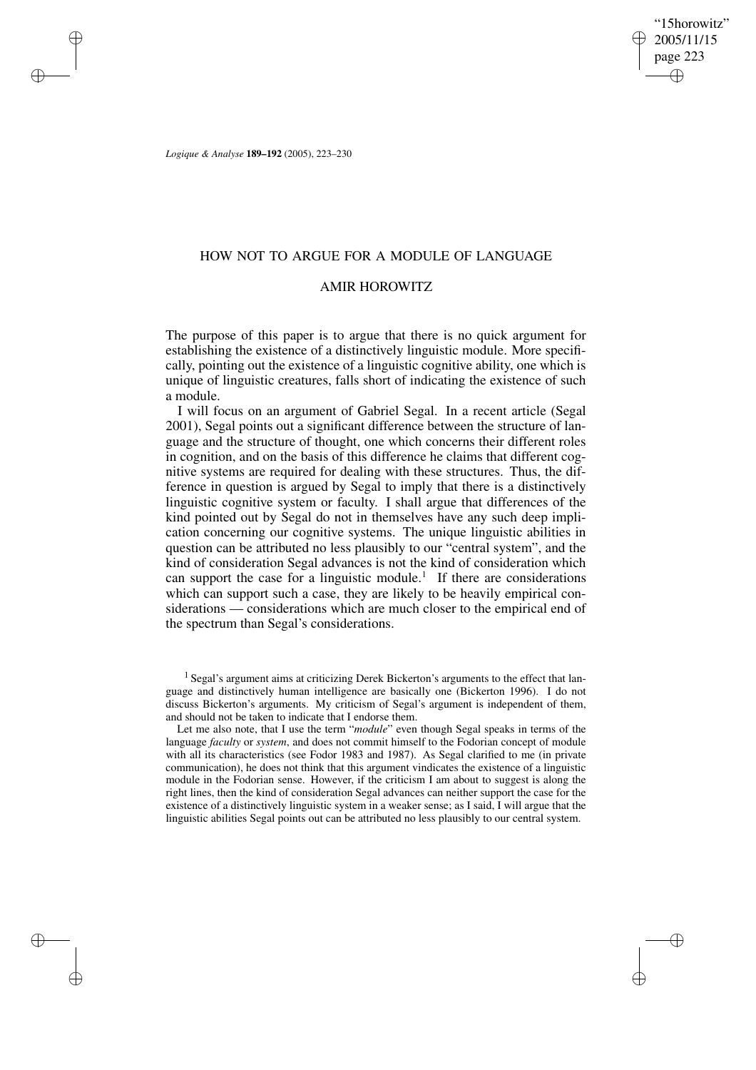# HOW NOT TO ARGUE FOR A MODULE OF LANGUAGE

## AMIR HOROWITZ

The purpose of this paper is to argue that there is no quick argument for establishing the existence of a distinctively linguistic module. More specifically, pointing out the existence of a linguistic cognitive ability, one which is unique of linguistic creatures, falls short of indicating the existence of such a module.

I will focus on an argument of Gabriel Segal. In a recent article (Segal 2001), Segal points out a significant difference between the structure of language and the structure of thought, one which concerns their different roles in cognition, and on the basis of this difference he claims that different cognitive systems are required for dealing with these structures. Thus, the difference in question is argued by Segal to imply that there is a distinctively linguistic cognitive system or faculty. I shall argue that differences of the kind pointed out by Segal do not in themselves have any such deep implication concerning our cognitive systems. The unique linguistic abilities in question can be attributed no less plausibly to our "central system", and the kind of consideration Segal advances is not the kind of consideration which can support the case for a linguistic module.[1] If there are considerations which can support such a case, they are likely to be heavily empirical considerations — considerations which are much closer to the empirical end of the spectrum than Segal's considerations.

[1] Segal's argument aims at criticizing Derek Bickerton's arguments to the effect that language and distinctively human intelligence are basically one (Bickerton 1996). I do not discuss Bickerton's arguments. My criticism of Segal's argument is independent of them, and should not be taken to indicate that I endorse them.

Let me also note, that I use the term "*module*" even though Segal speaks in terms of the language *faculty* or *system*, and does not commit himself to the Fodorian concept of module with all its characteristics (see Fodor 1983 and 1987). As Segal clarified to me (in private communication), he does not think that this argument vindicates the existence of a linguistic module in the Fodorian sense. However, if the criticism I am about to suggest is along the right lines, then the kind of consideration Segal advances can neither support the case for the existence of a distinctively linguistic system in a weaker sense; as I said, I will argue that the linguistic abilities Segal points out can be attributed no less plausibly to our central system.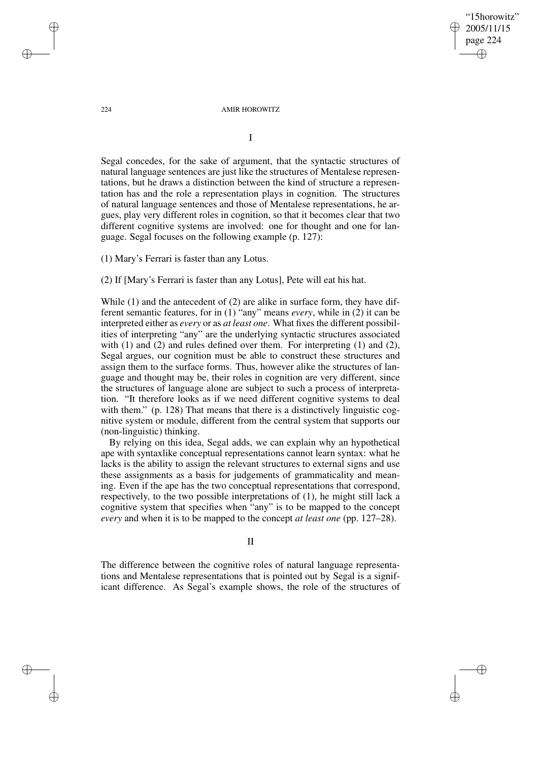# I

Segal concedes, for the sake of argument, that the syntactic structures of natural language sentences are just like the structures of Mentalese representations, but he draws a distinction between the kind of structure a representation has and the role a representation plays in cognition. The structures of natural language sentences and those of Mentalese representations, he argues, play very different roles in cognition, so that it becomes clear that two different cognitive systems are involved: one for thought and one for language. Segal focuses on the following example (p. 127):

(1) Mary's Ferrari is faster than any Lotus.

(2) If [Mary's Ferrari is faster than any Lotus], Pete will eat his hat.

While (1) and the antecedent of (2) are alike in surface form, they have different semantic features, for in (1) "any" means *every*, while in (2) it can be interpreted either as *every* or as *at least one*. What fixes the different possibilities of interpreting "any" are the underlying syntactic structures associated with (1) and (2) and rules defined over them. For interpreting (1) and (2), Segal argues, our cognition must be able to construct these structures and assign them to the surface forms. Thus, however alike the structures of language and thought may be, their roles in cognition are very different, since the structures of language alone are subject to such a process of interpretation. "It therefore looks as if we need different cognitive systems to deal with them." (p. 128) That means that there is a distinctively linguistic cognitive system or module, different from the central system that supports our (non-linguistic) thinking.

By relying on this idea, Segal adds, we can explain why an hypothetical ape with syntaxlike conceptual representations cannot learn syntax: what he lacks is the ability to assign the relevant structures to external signs and use these assignments as a basis for judgements of grammaticality and meaning. Even if the ape has the two conceptual representations that correspond, respectively, to the two possible interpretations of (1), he might still lack a cognitive system that specifies when "any" is to be mapped to the concept *every* and when it is to be mapped to the concept *at least one* (pp. 127–28).

# II

The difference between the cognitive roles of natural language representations and Mentalese representations that is pointed out by Segal is a significant difference. As Segal's example shows, the role of the structures of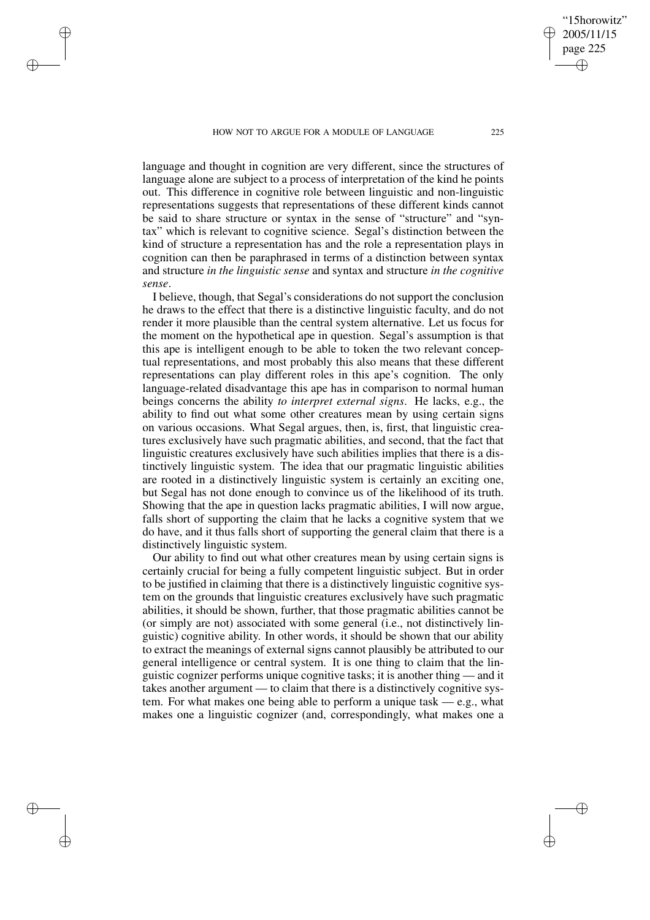language and thought in cognition are very different, since the structures of language alone are subject to a process of interpretation of the kind he points out. This difference in cognitive role between linguistic and non-linguistic representations suggests that representations of these different kinds cannot be said to share structure or syntax in the sense of "structure" and "syntax" which is relevant to cognitive science. Segal's distinction between the kind of structure a representation has and the role a representation plays in cognition can then be paraphrased in terms of a distinction between syntax and structure *in the linguistic sense* and syntax and structure *in the cognitive sense*.

I believe, though, that Segal's considerations do not support the conclusion he draws to the effect that there is a distinctive linguistic faculty, and do not render it more plausible than the central system alternative. Let us focus for the moment on the hypothetical ape in question. Segal's assumption is that this ape is intelligent enough to be able to token the two relevant conceptual representations, and most probably this also means that these different representations can play different roles in this ape's cognition. The only language-related disadvantage this ape has in comparison to normal human beings concerns the ability *to interpret external signs*. He lacks, e.g., the ability to find out what some other creatures mean by using certain signs on various occasions. What Segal argues, then, is, first, that linguistic creatures exclusively have such pragmatic abilities, and second, that the fact that linguistic creatures exclusively have such abilities implies that there is a distinctively linguistic system. The idea that our pragmatic linguistic abilities are rooted in a distinctively linguistic system is certainly an exciting one, but Segal has not done enough to convince us of the likelihood of its truth. Showing that the ape in question lacks pragmatic abilities, I will now argue, falls short of supporting the claim that he lacks a cognitive system that we do have, and it thus falls short of supporting the general claim that there is a distinctively linguistic system.

Our ability to find out what other creatures mean by using certain signs is certainly crucial for being a fully competent linguistic subject. But in order to be justified in claiming that there is a distinctively linguistic cognitive system on the grounds that linguistic creatures exclusively have such pragmatic abilities, it should be shown, further, that those pragmatic abilities cannot be (or simply are not) associated with some general (i.e., not distinctively linguistic) cognitive ability. In other words, it should be shown that our ability to extract the meanings of external signs cannot plausibly be attributed to our general intelligence or central system. It is one thing to claim that the linguistic cognizer performs unique cognitive tasks; it is another thing — and it takes another argument — to claim that there is a distinctively cognitive system. For what makes one being able to perform a unique task — e.g., what makes one a linguistic cognizer (and, correspondingly, what makes one a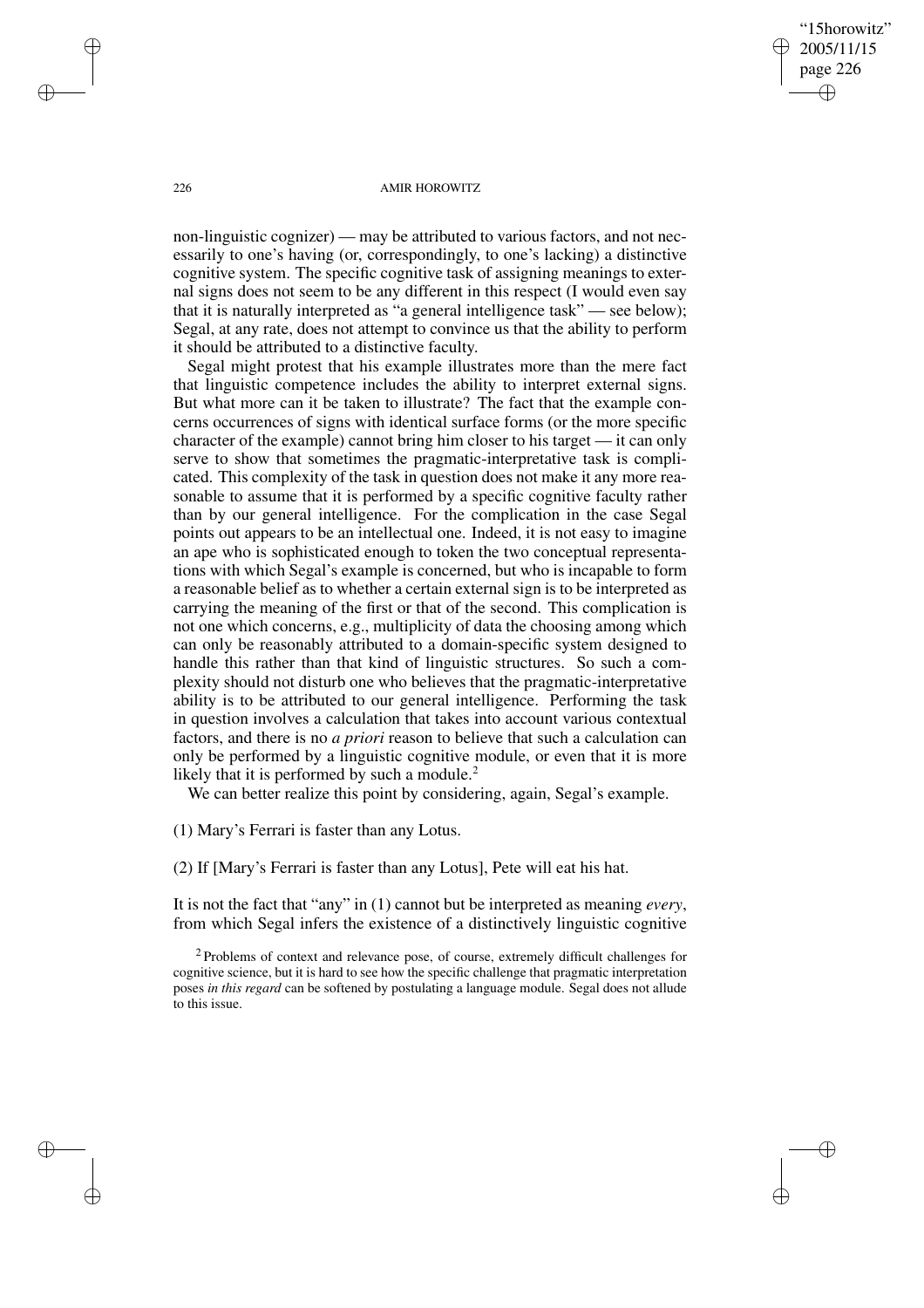non-linguistic cognizer) — may be attributed to various factors, and not necessarily to one's having (or, correspondingly, to one's lacking) a distinctive cognitive system. The specific cognitive task of assigning meanings to external signs does not seem to be any different in this respect (I would even say that it is naturally interpreted as "a general intelligence task" — see below); Segal, at any rate, does not attempt to convince us that the ability to perform it should be attributed to a distinctive faculty.

Segal might protest that his example illustrates more than the mere fact that linguistic competence includes the ability to interpret external signs. But what more can it be taken to illustrate? The fact that the example concerns occurrences of signs with identical surface forms (or the more specific character of the example) cannot bring him closer to his target — it can only serve to show that sometimes the pragmatic-interpretative task is complicated. This complexity of the task in question does not make it any more reasonable to assume that it is performed by a specific cognitive faculty rather than by our general intelligence. For the complication in the case Segal points out appears to be an intellectual one. Indeed, it is not easy to imagine an ape who is sophisticated enough to token the two conceptual representations with which Segal's example is concerned, but who is incapable to form a reasonable belief as to whether a certain external sign is to be interpreted as carrying the meaning of the first or that of the second. This complication is not one which concerns, e.g., multiplicity of data the choosing among which can only be reasonably attributed to a domain-specific system designed to handle this rather than that kind of linguistic structures. So such a complexity should not disturb one who believes that the pragmatic-interpretative ability is to be attributed to our general intelligence. Performing the task in question involves a calculation that takes into account various contextual factors, and there is no *a priori* reason to believe that such a calculation can only be performed by a linguistic cognitive module, or even that it is more likely that it is performed by such a module.[2]

We can better realize this point by considering, again, Segal's example.

(1) Mary's Ferrari is faster than any Lotus.

(2) If [Mary's Ferrari is faster than any Lotus], Pete will eat his hat.

It is not the fact that "any" in (1) cannot but be interpreted as meaning *every*, from which Segal infers the existence of a distinctively linguistic cognitive

[2] Problems of context and relevance pose, of course, extremely difficult challenges for cognitive science, but it is hard to see how the specific challenge that pragmatic interpretation poses *in this regard* can be softened by postulating a language module. Segal does not allude to this issue.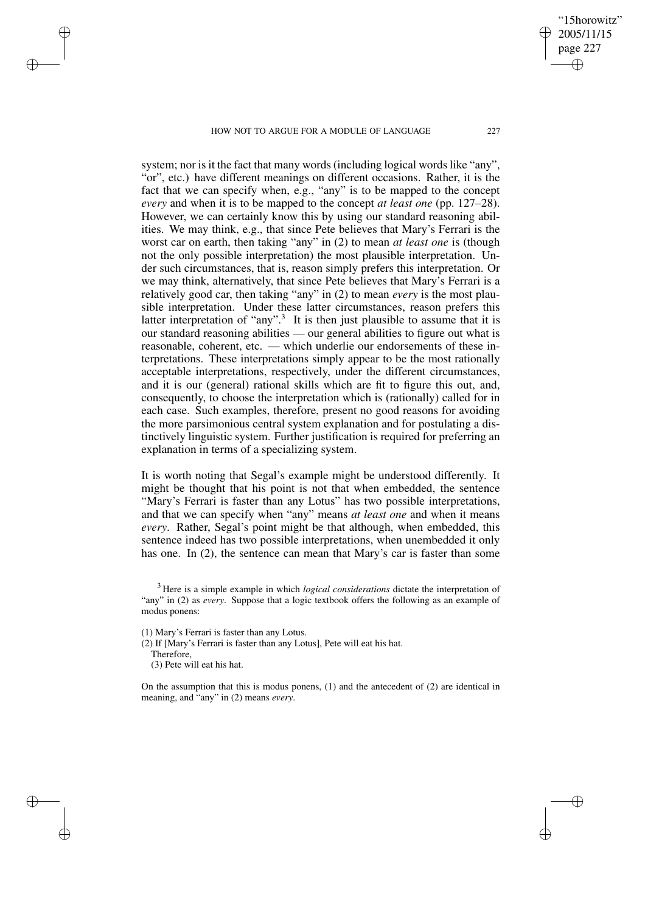system; nor is it the fact that many words (including logical words like "any", "or", etc.) have different meanings on different occasions. Rather, it is the fact that we can specify when, e.g., "any" is to be mapped to the concept *every* and when it is to be mapped to the concept *at least one* (pp. 127–28). However, we can certainly know this by using our standard reasoning abilities. We may think, e.g., that since Pete believes that Mary's Ferrari is the worst car on earth, then taking "any" in (2) to mean *at least one* is (though not the only possible interpretation) the most plausible interpretation. Under such circumstances, that is, reason simply prefers this interpretation. Or we may think, alternatively, that since Pete believes that Mary's Ferrari is a relatively good car, then taking "any" in (2) to mean *every* is the most plausible interpretation. Under these latter circumstances, reason prefers this latter interpretation of "any".[3] It is then just plausible to assume that it is our standard reasoning abilities — our general abilities to figure out what is reasonable, coherent, etc. — which underlie our endorsements of these interpretations. These interpretations simply appear to be the most rationally acceptable interpretations, respectively, under the different circumstances, and it is our (general) rational skills which are fit to figure this out, and, consequently, to choose the interpretation which is (rationally) called for in each case. Such examples, therefore, present no good reasons for avoiding the more parsimonious central system explanation and for postulating a distinctively linguistic system. Further justification is required for preferring an explanation in terms of a specializing system.

It is worth noting that Segal's example might be understood differently. It might be thought that his point is not that when embedded, the sentence "Mary's Ferrari is faster than any Lotus" has two possible interpretations, and that we can specify when "any" means *at least one* and when it means *every*. Rather, Segal's point might be that although, when embedded, this sentence indeed has two possible interpretations, when unembedded it only has one. In (2), the sentence can mean that Mary's car is faster than some

[3] Here is a simple example in which *logical considerations* dictate the interpretation of "any" in (2) as *every*. Suppose that a logic textbook offers the following as an example of modus ponens:

(1) Mary's Ferrari is faster than any Lotus.
(2) If [Mary's Ferrari is faster than any Lotus], Pete will eat his hat.
Therefore,
(3) Pete will eat his hat.

On the assumption that this is modus ponens, (1) and the antecedent of (2) are identical in meaning, and "any" in (2) means *every*.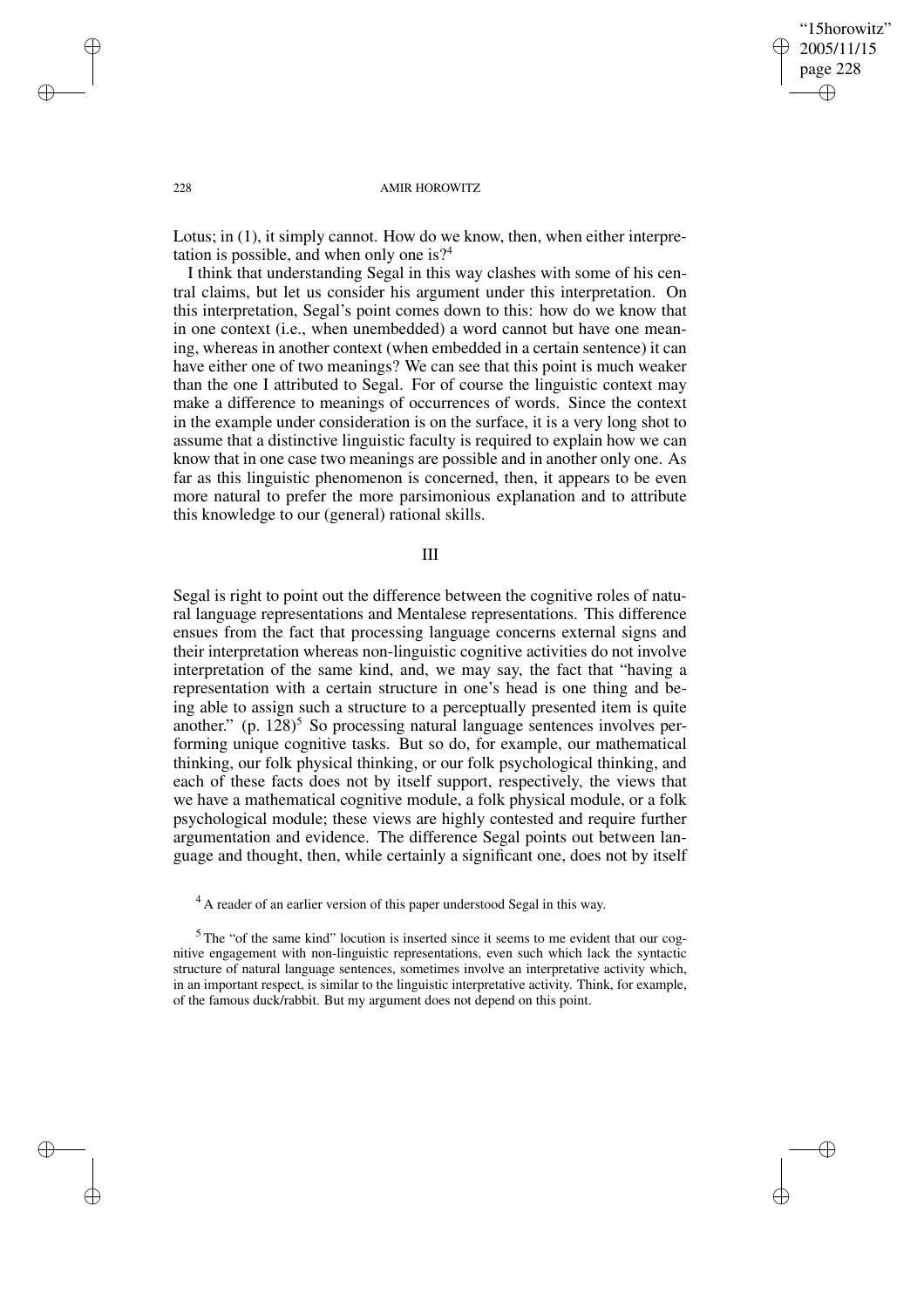Lotus; in (1), it simply cannot. How do we know, then, when either interpretation is possible, and when only one is?[4]

I think that understanding Segal in this way clashes with some of his central claims, but let us consider his argument under this interpretation. On this interpretation, Segal's point comes down to this: how do we know that in one context (i.e., when unembedded) a word cannot but have one meaning, whereas in another context (when embedded in a certain sentence) it can have either one of two meanings? We can see that this point is much weaker than the one I attributed to Segal. For of course the linguistic context may make a difference to meanings of occurrences of words. Since the context in the example under consideration is on the surface, it is a very long shot to assume that a distinctive linguistic faculty is required to explain how we can know that in one case two meanings are possible and in another only one. As far as this linguistic phenomenon is concerned, then, it appears to be even more natural to prefer the more parsimonious explanation and to attribute this knowledge to our (general) rational skills.

## III

Segal is right to point out the difference between the cognitive roles of natural language representations and Mentalese representations. This difference ensues from the fact that processing language concerns external signs and their interpretation whereas non-linguistic cognitive activities do not involve interpretation of the same kind, and, we may say, the fact that "having a representation with a certain structure in one's head is one thing and being able to assign such a structure to a perceptually presented item is quite another." (p. 128)[5] So processing natural language sentences involves performing unique cognitive tasks. But so do, for example, our mathematical thinking, our folk physical thinking, or our folk psychological thinking, and each of these facts does not by itself support, respectively, the views that we have a mathematical cognitive module, a folk physical module, or a folk psychological module; these views are highly contested and require further argumentation and evidence. The difference Segal points out between language and thought, then, while certainly a significant one, does not by itself

[4] A reader of an earlier version of this paper understood Segal in this way.

[5] The "of the same kind" locution is inserted since it seems to me evident that our cognitive engagement with non-linguistic representations, even such which lack the syntactic structure of natural language sentences, sometimes involve an interpretative activity which, in an important respect, is similar to the linguistic interpretative activity. Think, for example, of the famous duck/rabbit. But my argument does not depend on this point.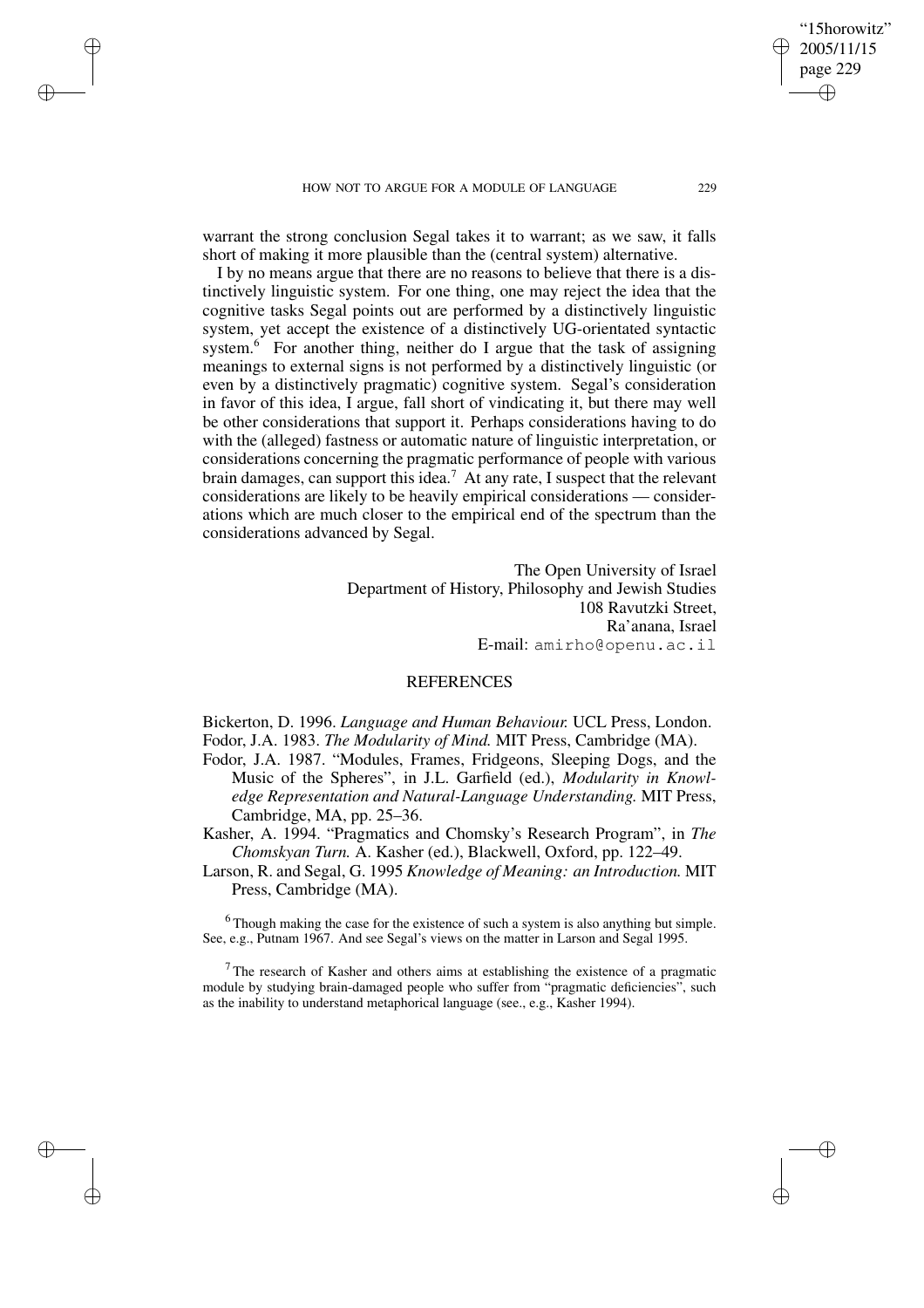warrant the strong conclusion Segal takes it to warrant; as we saw, it falls short of making it more plausible than the (central system) alternative.

I by no means argue that there are no reasons to believe that there is a distinctively linguistic system. For one thing, one may reject the idea that the cognitive tasks Segal points out are performed by a distinctively linguistic system, yet accept the existence of a distinctively UG-orientated syntactic system.[6] For another thing, neither do I argue that the task of assigning meanings to external signs is not performed by a distinctively linguistic (or even by a distinctively pragmatic) cognitive system. Segal's consideration in favor of this idea, I argue, fall short of vindicating it, but there may well be other considerations that support it. Perhaps considerations having to do with the (alleged) fastness or automatic nature of linguistic interpretation, or considerations concerning the pragmatic performance of people with various brain damages, can support this idea.[7] At any rate, I suspect that the relevant considerations are likely to be heavily empirical considerations — considerations which are much closer to the empirical end of the spectrum than the considerations advanced by Segal.

The Open University of Israel
Department of History, Philosophy and Jewish Studies
108 Ravutzki Street,
Ra'anana, Israel
E-mail: amirho@openu.ac.il

## REFERENCES

Bickerton, D. 1996. *Language and Human Behaviour.* UCL Press, London.

Fodor, J.A. 1983. *The Modularity of Mind.* MIT Press, Cambridge (MA).

Fodor, J.A. 1987. "Modules, Frames, Fridgeons, Sleeping Dogs, and the Music of the Spheres", in J.L. Garfield (ed.), *Modularity in Knowledge Representation and Natural-Language Understanding.* MIT Press, Cambridge, MA, pp. 25–36.

Kasher, A. 1994. "Pragmatics and Chomsky's Research Program", in *The Chomskyan Turn.* A. Kasher (ed.), Blackwell, Oxford, pp. 122–49.

Larson, R. and Segal, G. 1995 *Knowledge of Meaning: an Introduction.* MIT Press, Cambridge (MA).

[6] Though making the case for the existence of such a system is also anything but simple. See, e.g., Putnam 1967. And see Segal's views on the matter in Larson and Segal 1995.

[7] The research of Kasher and others aims at establishing the existence of a pragmatic module by studying brain-damaged people who suffer from "pragmatic deficiencies", such as the inability to understand metaphorical language (see., e.g., Kasher 1994).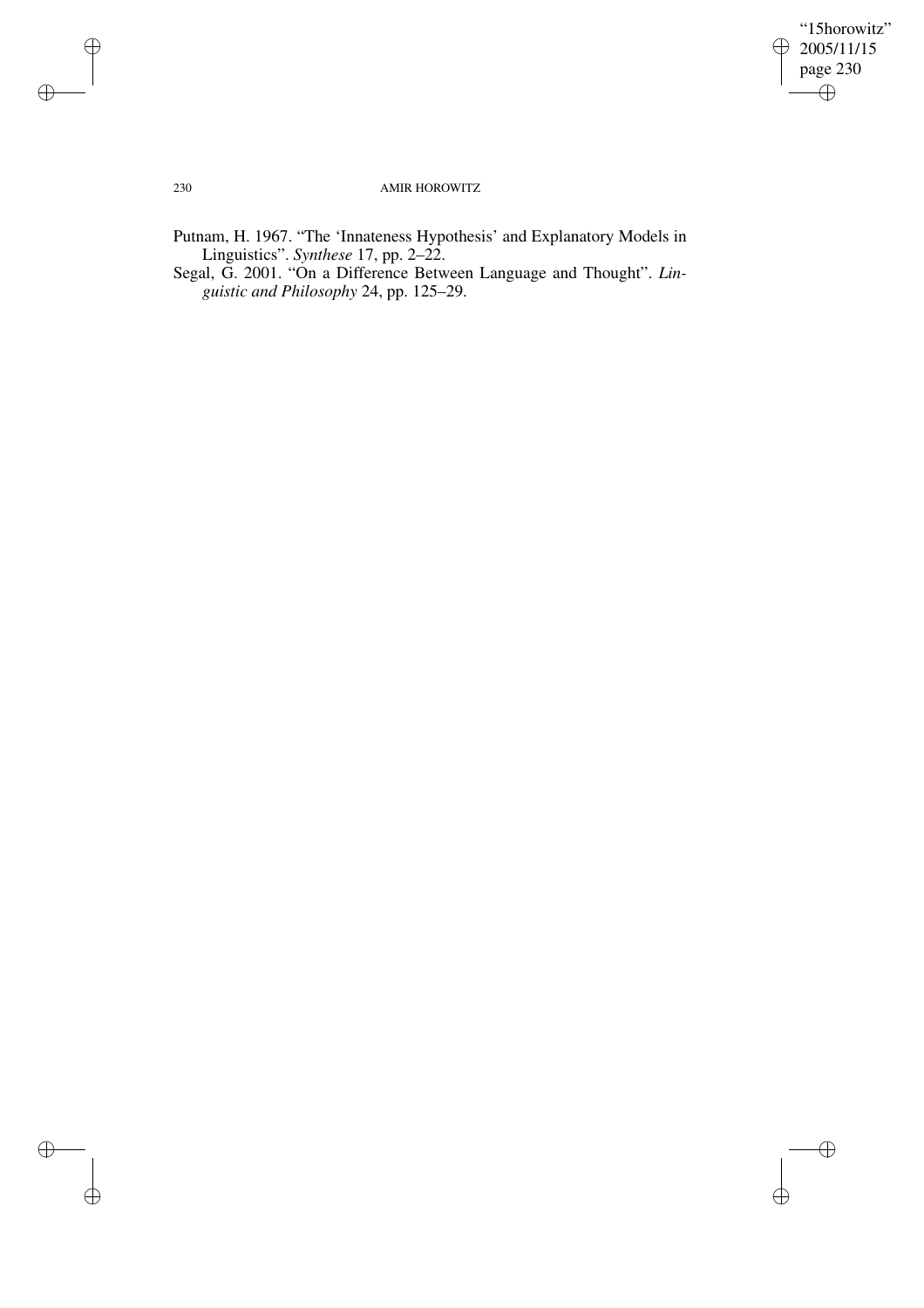Putnam, H. 1967. "The 'Innateness Hypothesis' and Explanatory Models in Linguistics". *Synthese* 17, pp. 2–22.

Segal, G. 2001. "On a Difference Between Language and Thought". *Linguistic and Philosophy* 24, pp. 125–29.